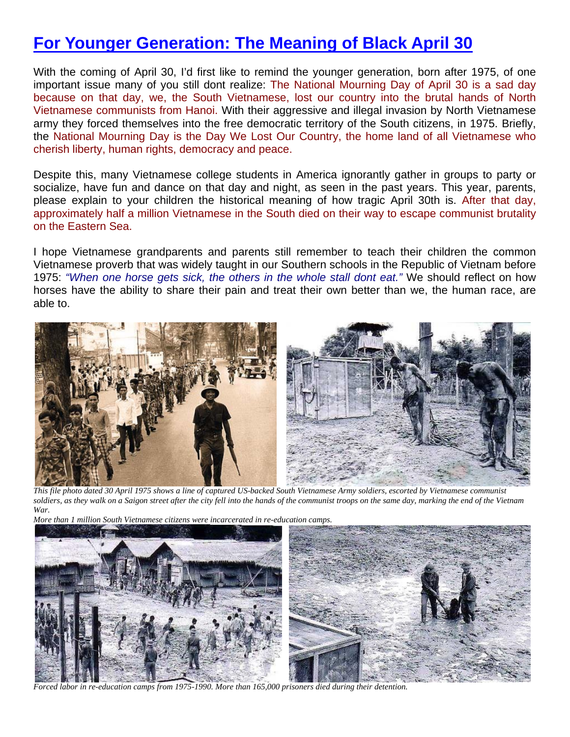# For Younger Generation: The Meaning of Black April 30

With the coming of April 30, I'd first like to remind the younger generation, born after 1975, of one important issue many of you still dont realize: The National Mourning Day of April 30 is a sad day because on that day, we, the South Vietnamese, lost our country into the brutal hands of North Vietnamese communists from Hanoi. With their aggressive and illegal invasion by North Vietnamese army they forced themselves into the free democratic territory of the South citizens, in 1975. Briefly, the National Mourning Day is the Day We Lost Our Country, the home land of all Vietnamese who cherish liberty, human rights, democracy and peace.

Despite this, many Vietnamese college students in America ignorantly gather in groups to party or socialize, have fun and dance on that day and night, as seen in the past years. This year, parents, please explain to your children the historical meaning of how tragic April 30th is. After that day, approximately half a million Vietnamese in the South died on their way to escape communist brutality on the Eastern Sea.

I hope Vietnamese grandparents and parents still remember to teach their children the common Vietnamese proverb that was widely taught in our Southern schools in the Republic of Vietnam before 1975: *"When one horse gets sick, the others in the whole stall dont eat."* We should reflect on how horses have the ability to share their pain and treat their own better than we, the human race, are able to.

*This file photo dated 30 April 1975 shows a line of captured US-backed South Vietnamese Army soldiers, escorted by Vietnamese communist soldiers, as they walk on a Saigon street after the city fell into the hands of the communist troops on the same day, marking the end of the Vietnam War.*

*More than 1 million South Vietnamese citizens were incarcerated in re-education camps.*

*Forced labor in re-education camps from 1975-1990. More than 165,000 prisoners died during their detention.*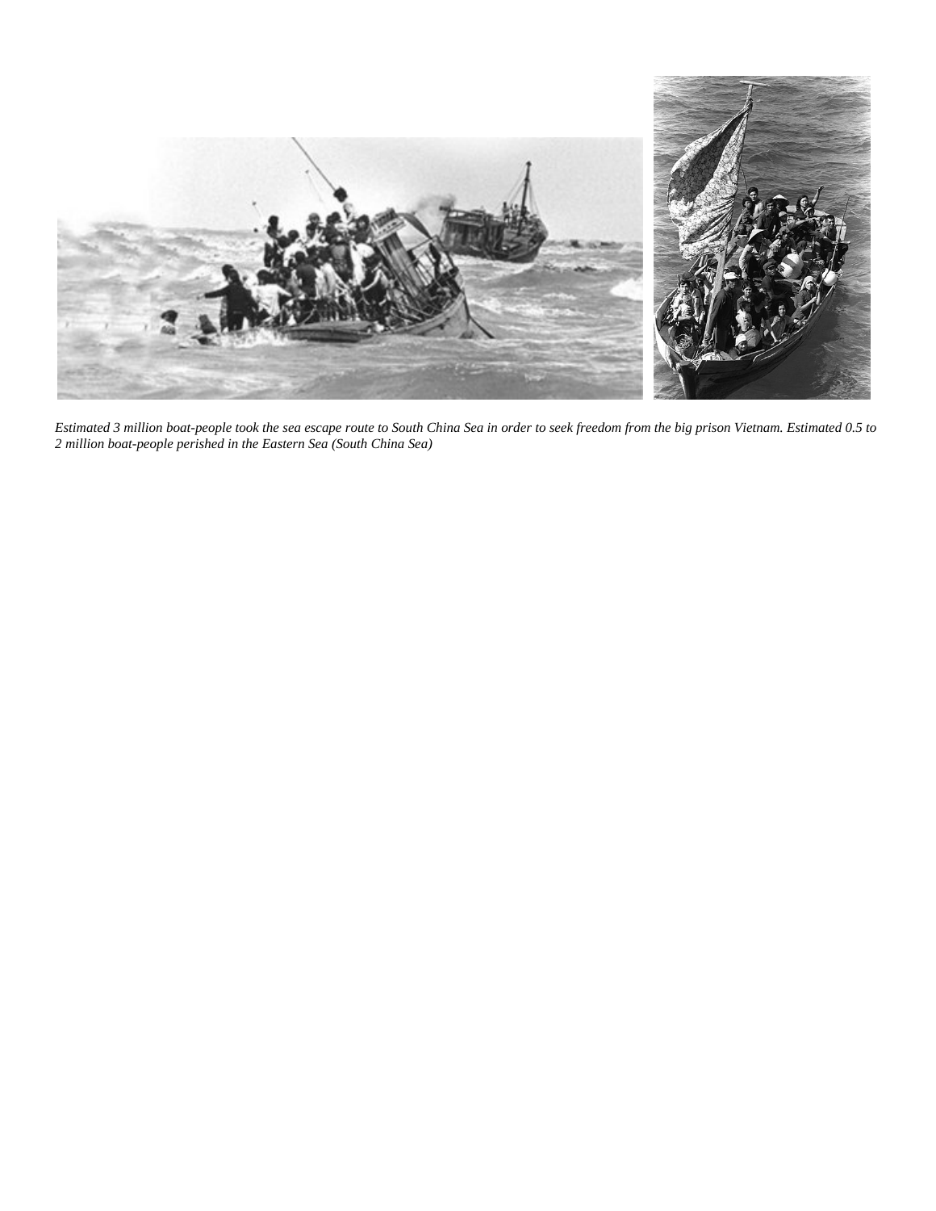*Estimated 3 million boat-people took the sea escape route to South China Sea in order to seek freedom from the big prison Vietnam. Estimated 0.5 to 2 million boat-people perished in the Eastern Sea (South China Sea)*